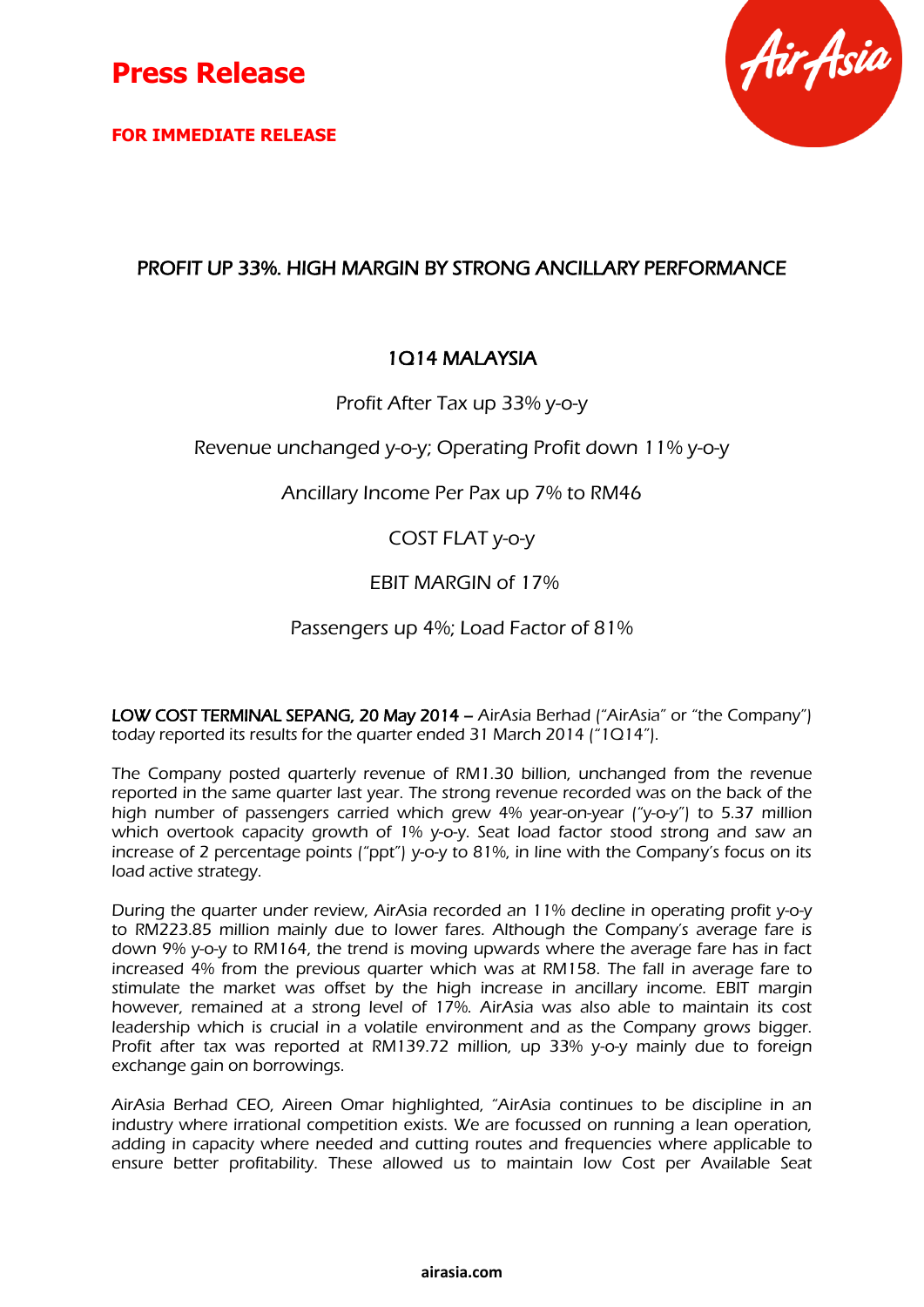# Press Release

**FOR IMMEDIATE RELEASE**

## PROFIT UP 33%. HIGH MARGIN BY STRONG ANCILLARY PERFORMANCE

### 1Q14 MALAYSIA

Profit After Tax up 33% y-o-y

Revenue unchanged y-o-y; Operating Profit down 11% y-o-y

Ancillary Income Per Pax up 7% to RM46

COST FLAT y-o-y

EBIT MARGIN of 17%

Passengers up 4%; Load Factor of 81%

**LOW COST TERMINAL SEPANG, 20 May 2014 –** AirAsia Berhad ("AirAsia" or "the Company") today reported its results for the quarter ended 31 March 2014 ("1Q14").

The Company posted quarterly revenue of RM1.30 billion, unchanged from the revenue reported in the same quarter last year. The strong revenue recorded was on the back of the high number of passengers carried which grew 4% year-on-year ("y-o-y") to 5.37 million which overtook capacity growth of 1% y-o-y. Seat load factor stood strong and saw an increase of 2 percentage points ("ppt") y-o-y to 81%, in line with the Company's focus on its load active strategy.

During the quarter under review, AirAsia recorded an 11% decline in operating profit y-o-y to RM223.85 million mainly due to lower fares. Although the Company's average fare is down 9% y-o-y to RM164, the trend is moving upwards where the average fare has in fact increased 4% from the previous quarter which was at RM158. The fall in average fare to stimulate the market was offset by the high increase in ancillary income. EBIT margin however, remained at a strong level of 17%. AirAsia was also able to maintain its cost leadership which is crucial in a volatile environment and as the Company grows bigger. Profit after tax was reported at RM139.72 million, up 33% y-o-y mainly due to foreign exchange gain on borrowings.

AirAsia Berhad CEO, Aireen Omar highlighted, "AirAsia continues to be discipline in an industry where irrational competition exists. We are focussed on running a lean operation, adding in capacity where needed and cutting routes and frequencies where applicable to ensure better profitability. These allowed us to maintain low Cost per Available Seat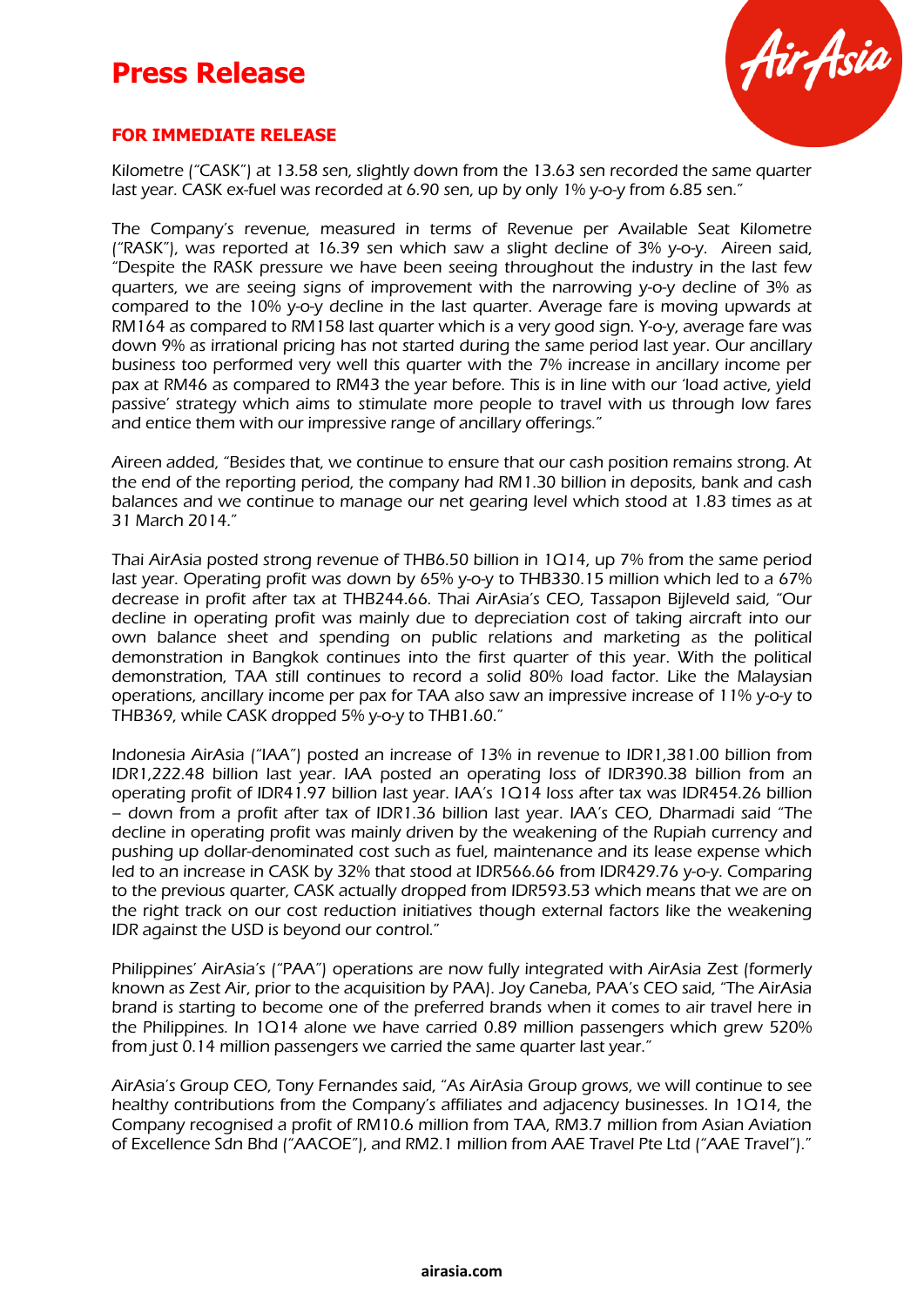Kilometre ("CASK") at 13.58 sen, slightly down from the 13.63 sen recorded the same quarter last year. CASK ex-fuel was recorded at 6.90 sen, up by only 1% y-o-y from 6.85 sen."

The Company's revenue, measured in terms of Revenue per Available Seat Kilometre ("RASK"), was reported at 16.39 sen which saw a slight decline of 3% y-o-y. Aireen said, "Despite the RASK pressure we have been seeing throughout the industry in the last few quarters, we are seeing signs of improvement with the narrowing y-o-y decline of 3% as compared to the 10% y-o-y decline in the last quarter. Average fare is moving upwards at RM164 as compared to RM158 last quarter which is a very good sign. Y-o-y, average fare was down 9% as irrational pricing has not started during the same period last year. Our ancillary business too performed very well this quarter with the 7% increase in ancillary income per pax at RM46 as compared to RM43 the year before. This is in line with our 'load active, yield passive' strategy which aims to stimulate more people to travel with us through low fares and entice them with our impressive range of ancillary offerings."

Aireen added, "Besides that, we continue to ensure that our cash position remains strong. At the end of the reporting period, the company had RM1.30 billion in deposits, bank and cash balances and we continue to manage our net gearing level which stood at 1.83 times as at 31 March 2014."

Thai AirAsia posted strong revenue of THB6.50 billion in 1Q14, up 7% from the same period last year. Operating profit was down by 65% y-o-y to THB330.15 million which led to a 67% decrease in profit after tax at THB244.66. Thai AirAsia's CEO, Tassapon Bijleveld said, "Our decline in operating profit was mainly due to depreciation cost of taking aircraft into our own balance sheet and spending on public relations and marketing as the political demonstration in Bangkok continues into the first quarter of this year. With the political demonstration, TAA still continues to record a solid 80% load factor. Like the Malaysian operations, ancillary income per pax for TAA also saw an impressive increase of 11% y-o-y to THB369, while CASK dropped 5% y-o-y to THB1.60."

Indonesia AirAsia ("IAA") posted an increase of 13% in revenue to IDR1,381.00 billion from IDR1,222.48 billion last year. IAA posted an operating loss of IDR390.38 billion from an operating profit of IDR41.97 billion last year. IAA's 1Q14 loss after tax was IDR454.26 billion – down from a profit after tax of IDR1.36 billion last year. IAA's CEO, Dharmadi said "The decline in operating profit was mainly driven by the weakening of the Rupiah currency and pushing up dollar-denominated cost such as fuel, maintenance and its lease expense which led to an increase in CASK by 32% that stood at IDR566.66 from IDR429.76 y-o-y. Comparing to the previous quarter, CASK actually dropped from IDR593.53 which means that we are on the right track on our cost reduction initiatives though external factors like the weakening IDR against the USD is beyond our control."

Philippines' AirAsia's ("PAA") operations are now fully integrated with AirAsia Zest (formerly known as Zest Air, prior to the acquisition by PAA). Joy Caneba, PAA's CEO said, "The AirAsia brand is starting to become one of the preferred brands when it comes to air travel here in the Philippines. In 1Q14 alone we have carried 0.89 million passengers which grew 520% from just 0.14 million passengers we carried the same quarter last year."

AirAsia's Group CEO, Tony Fernandes said, "As AirAsia Group grows, we will continue to see healthy contributions from the Company's affiliates and adjacency businesses. In 1Q14, the Company recognised a profit of RM10.6 million from TAA, RM3.7 million from Asian Aviation of Excellence Sdn Bhd ("AACOE"), and RM2.1 million from AAE Travel Pte Ltd ("AAE Travel")."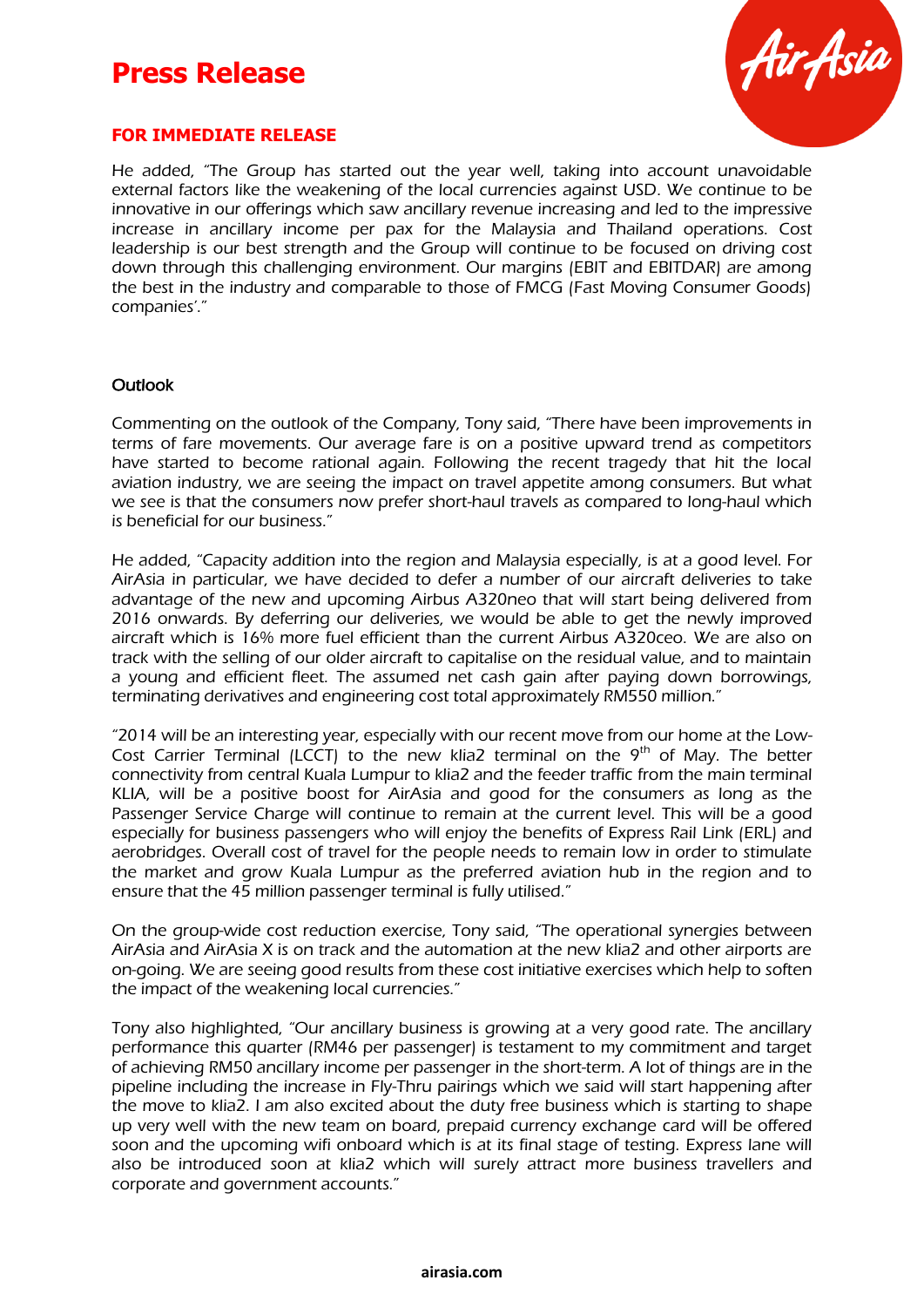He added, "The Group has started out the year well, taking into account unavoidable external factors like the weakening of the local currencies against USD. We continue to be innovative in our offerings which saw ancillary revenue increasing and led to the impressive increase in ancillary income per pax for the Malaysia and Thailand operations. Cost leadership is our best strength and the Group will continue to be focused on driving cost down through this challenging environment. Our margins (EBIT and EBITDAR) are among the best in the industry and comparable to those of FMCG (Fast Moving Consumer Goods) companies'."

## Outlook

Commenting on the outlook of the Company, Tony said, "There have been improvements in terms of fare movements. Our average fare is on a positive upward trend as competitors have started to become rational again. Following the recent tragedy that hit the local aviation industry, we are seeing the impact on travel appetite among consumers. But what we see is that the consumers now prefer short-haul travels as compared to long-haul which is beneficial for our business."

He added, "Capacity addition into the region and Malaysia especially, is at a good level. For AirAsia in particular, we have decided to defer a number of our aircraft deliveries to take advantage of the new and upcoming Airbus A320neo that will start being delivered from 2016 onwards. By deferring our deliveries, we would be able to get the newly improved aircraft which is 16% more fuel efficient than the current Airbus A320ceo. We are also on track with the selling of our older aircraft to capitalise on the residual value, and to maintain a young and efficient fleet. The assumed net cash gain after paying down borrowings, terminating derivatives and engineering cost total approximately RM550 million."

"2014 will be an interesting year, especially with our recent move from our home at the Low-Cost Carrier Terminal (LCCT) to the new klia2 terminal on the 9th of May. The better connectivity from central Kuala Lumpur to klia2 and the feeder traffic from the main terminal KLIA, will be a positive boost for AirAsia and good for the consumers as long as the Passenger Service Charge will continue to remain at the current level. This will be a good especially for business passengers who will enjoy the benefits of Express Rail Link (ERL) and aerobridges. Overall cost of travel for the people needs to remain low in order to stimulate the market and grow Kuala Lumpur as the preferred aviation hub in the region and to ensure that the 45 million passenger terminal is fully utilised."

On the group-wide cost reduction exercise, Tony said, "The operational synergies between AirAsia and AirAsia X is on track and the automation at the new klia2 and other airports are on-going. We are seeing good results from these cost initiative exercises which help to soften the impact of the weakening local currencies."

Tony also highlighted, "Our ancillary business is growing at a very good rate. The ancillary performance this quarter (RM46 per passenger) is testament to my commitment and target of achieving RM50 ancillary income per passenger in the short-term. A lot of things are in the pipeline including the increase in Fly-Thru pairings which we said will start happening after the move to klia2. I am also excited about the duty free business which is starting to shape up very well with the new team on board, prepaid currency exchange card will be offered soon and the upcoming wifi onboard which is at its final stage of testing. Express lane will also be introduced soon at klia2 which will surely attract more business travellers and corporate and government accounts."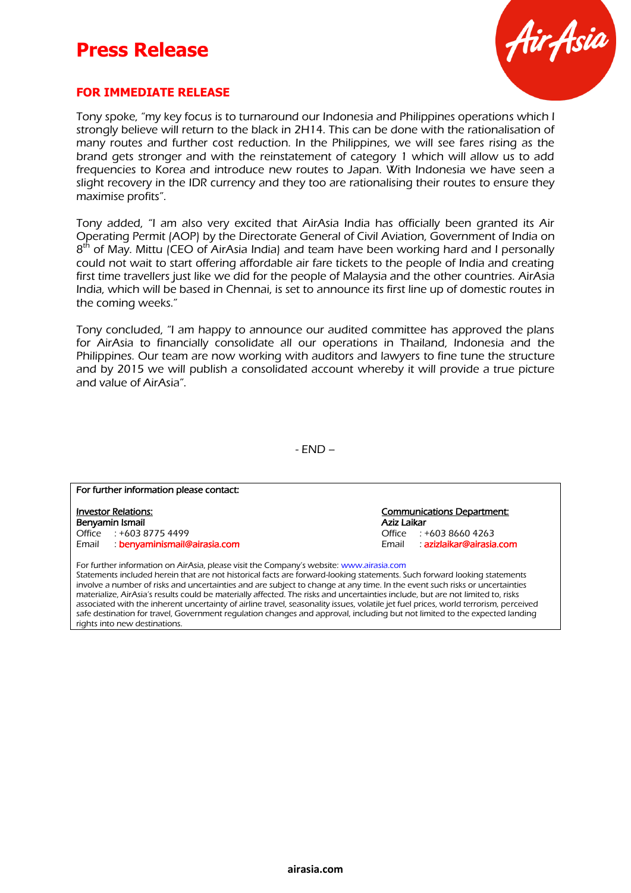# Press Release

**FOR IMMEDIATE RELEASE**

Tony spoke, "my key focus is to turnaround our Indonesia and Philippines operations which I strongly believe will return to the black in 2H14. This can be done with the rationalisation of many routes and further cost reduction. In the Philippines, we will see fares rising as the brand gets stronger and with the reinstatement of category 1 which will allow us to add frequencies to Korea and introduce new routes to Japan. With Indonesia we have seen a slight recovery in the IDR currency and they too are rationalising their routes to ensure they maximise profits".

Tony added, "I am also very excited that AirAsia India has officially been granted its Air Operating Permit (AOP) by the Directorate General of Civil Aviation, Government of India on 8th of May. Mittu (CEO of AirAsia India) and team have been working hard and I personally could not wait to start offering affordable air fare tickets to the people of India and creating first time travellers just like we did for the people of Malaysia and the other countries. AirAsia India, which will be based in Chennai, is set to announce its first line up of domestic routes in the coming weeks."

Tony concluded, "I am happy to announce our audited committee has approved the plans for AirAsia to financially consolidate all our operations in Thailand, Indonesia and the Philippines. Our team are now working with auditors and lawyers to fine tune the structure and by 2015 we will publish a consolidated account whereby it will provide a true picture and value of AirAsia".

- END –

For further information please contact:

**Investor Relations:**
**Benyamin Ismail**
Office : +603 8775 4499
Email : benyaminismail@airasia.com

**Communications Department:**
**Aziz Laikar**
Office : +603 8660 4263
Email : azizlaikar@airasia.com

For further information on AirAsia, please visit the Company's website: www.airasia.com
Statements included herein that are not historical facts are forward-looking statements. Such forward looking statements involve a number of risks and uncertainties and are subject to change at any time. In the event such risks or uncertainties materialize, AirAsia's results could be materially affected. The risks and uncertainties include, but are not limited to, risks associated with the inherent uncertainty of airline travel, seasonality issues, volatile jet fuel prices, world terrorism, perceived safe destination for travel, Government regulation changes and approval, including but not limited to the expected landing rights into new destinations.